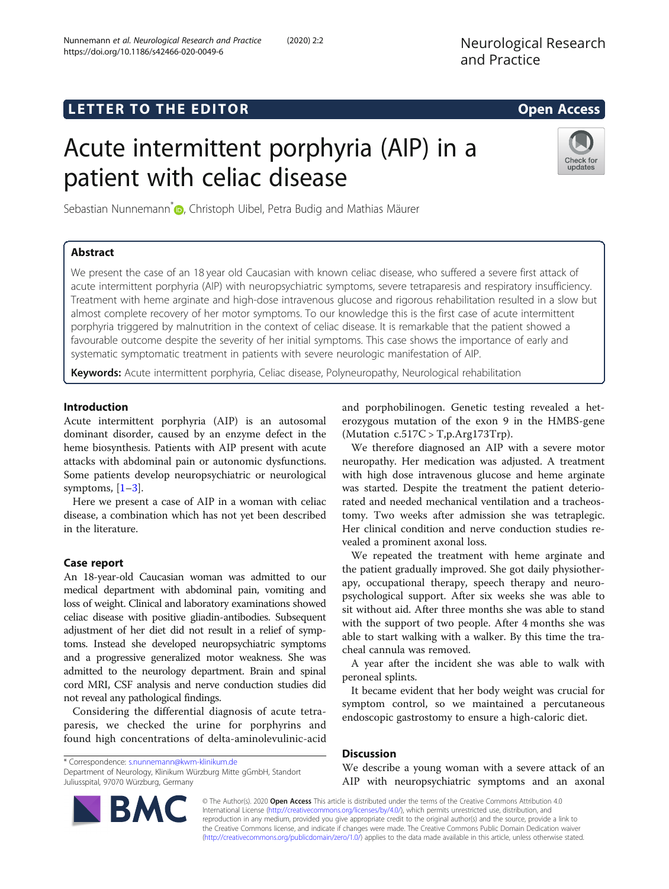LETTER TO THE EDITOR

Open Access

# Acute intermittent porphyria (AIP) in a patient with celiac disease

Sebastian Nunnemann*, Christoph Uibel, Petra Budig and Mathias Mäurer

## Abstract

We present the case of an 18 year old Caucasian with known celiac disease, who suffered a severe first attack of acute intermittent porphyria (AIP) with neuropsychiatric symptoms, severe tetraparesis and respiratory insufficiency. Treatment with heme arginate and high-dose intravenous glucose and rigorous rehabilitation resulted in a slow but almost complete recovery of her motor symptoms. To our knowledge this is the first case of acute intermittent porphyria triggered by malnutrition in the context of celiac disease. It is remarkable that the patient showed a favourable outcome despite the severity of her initial symptoms. This case shows the importance of early and systematic symptomatic treatment in patients with severe neurologic manifestation of AIP.

**Keywords:** Acute intermittent porphyria, Celiac disease, Polyneuropathy, Neurological rehabilitation

## Introduction

Acute intermittent porphyria (AIP) is an autosomal dominant disorder, caused by an enzyme defect in the heme biosynthesis. Patients with AIP present with acute attacks with abdominal pain or autonomic dysfunctions. Some patients develop neuropsychiatric or neurological symptoms, [1–3].

Here we present a case of AIP in a woman with celiac disease, a combination which has not yet been described in the literature.

## Case report

An 18-year-old Caucasian woman was admitted to our medical department with abdominal pain, vomiting and loss of weight. Clinical and laboratory examinations showed celiac disease with positive gliadin-antibodies. Subsequent adjustment of her diet did not result in a relief of symptoms. Instead she developed neuropsychiatric symptoms and a progressive generalized motor weakness. She was admitted to the neurology department. Brain and spinal cord MRI, CSF analysis and nerve conduction studies did not reveal any pathological findings.

Considering the differential diagnosis of acute tetraparesis, we checked the urine for porphyrins and found high concentrations of delta-aminolevulinic-acid and porphobilinogen. Genetic testing revealed a heterozygous mutation of the exon 9 in the HMBS-gene (Mutation c.517C > T,p.Arg173Trp).

We therefore diagnosed an AIP with a severe motor neuropathy. Her medication was adjusted. A treatment with high dose intravenous glucose and heme arginate was started. Despite the treatment the patient deteriorated and needed mechanical ventilation and a tracheostomy. Two weeks after admission she was tetraplegic. Her clinical condition and nerve conduction studies revealed a prominent axonal loss.

We repeated the treatment with heme arginate and the patient gradually improved. She got daily physiotherapy, occupational therapy, speech therapy and neuropsychological support. After six weeks she was able to sit without aid. After three months she was able to stand with the support of two people. After 4 months she was able to start walking with a walker. By this time the tracheal cannula was removed.

A year after the incident she was able to walk with peroneal splints.

It became evident that her body weight was crucial for symptom control, so we maintained a percutaneous endoscopic gastrostomy to ensure a high-caloric diet.

## Discussion

We describe a young woman with a severe attack of an AIP with neuropsychiatric symptoms and an axonal

\* Correspondence: s.nunnemann@kwm-klinikum.de
Department of Neurology, Klinikum Würzburg Mitte gGmbH, Standort Juliusspital, 97070 Würzburg, Germany

© The Author(s). 2020 **Open Access** This article is distributed under the terms of the Creative Commons Attribution 4.0 International License (http://creativecommons.org/licenses/by/4.0/), which permits unrestricted use, distribution, and reproduction in any medium, provided you give appropriate credit to the original author(s) and the source, provide a link to the Creative Commons license, and indicate if changes were made. The Creative Commons Public Domain Dedication waiver (http://creativecommons.org/publicdomain/zero/1.0/) applies to the data made available in this article, unless otherwise stated.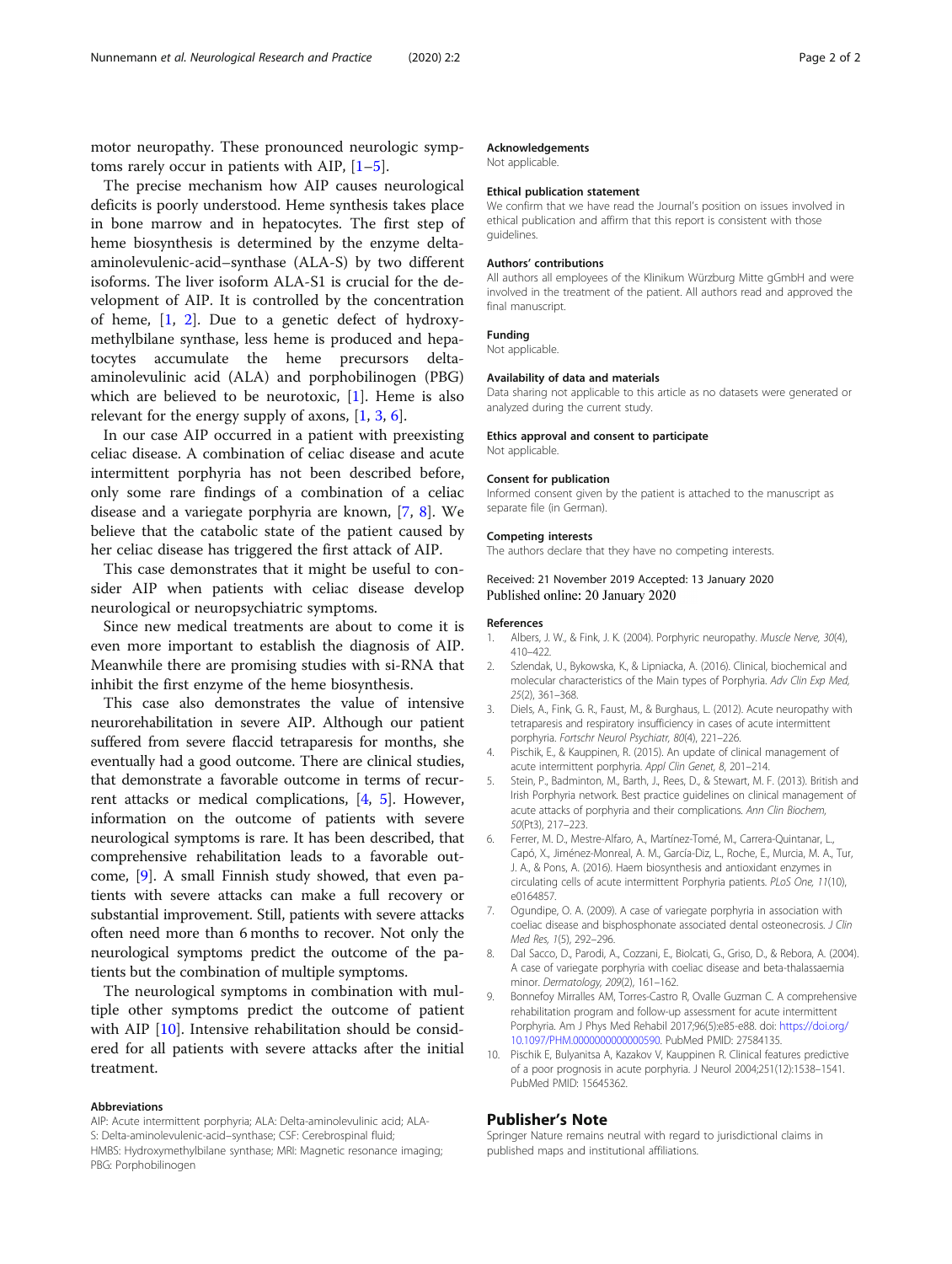motor neuropathy. These pronounced neurologic symptoms rarely occur in patients with AIP, [1–5].

The precise mechanism how AIP causes neurological deficits is poorly understood. Heme synthesis takes place in bone marrow and in hepatocytes. The first step of heme biosynthesis is determined by the enzyme delta-aminolevulenic-acid–synthase (ALA-S) by two different isoforms. The liver isoform ALA-S1 is crucial for the development of AIP. It is controlled by the concentration of heme, [1, 2]. Due to a genetic defect of hydroxymethylbilane synthase, less heme is produced and hepatocytes accumulate the heme precursors delta-aminolevulinic acid (ALA) and porphobilinogen (PBG) which are believed to be neurotoxic, [1]. Heme is also relevant for the energy supply of axons, [1, 3, 6].

In our case AIP occurred in a patient with preexisting celiac disease. A combination of celiac disease and acute intermittent porphyria has not been described before, only some rare findings of a combination of a celiac disease and a variegate porphyria are known, [7, 8]. We believe that the catabolic state of the patient caused by her celiac disease has triggered the first attack of AIP.

This case demonstrates that it might be useful to consider AIP when patients with celiac disease develop neurological or neuropsychiatric symptoms.

Since new medical treatments are about to come it is even more important to establish the diagnosis of AIP. Meanwhile there are promising studies with si-RNA that inhibit the first enzyme of the heme biosynthesis.

This case also demonstrates the value of intensive neurorehabilitation in severe AIP. Although our patient suffered from severe flaccid tetraparesis for months, she eventually had a good outcome. There are clinical studies, that demonstrate a favorable outcome in terms of recurrent attacks or medical complications, [4, 5]. However, information on the outcome of patients with severe neurological symptoms is rare. It has been described, that comprehensive rehabilitation leads to a favorable outcome, [9]. A small Finnish study showed, that even patients with severe attacks can make a full recovery or substantial improvement. Still, patients with severe attacks often need more than 6 months to recover. Not only the neurological symptoms predict the outcome of the patients but the combination of multiple symptoms.

The neurological symptoms in combination with multiple other symptoms predict the outcome of patient with AIP [10]. Intensive rehabilitation should be considered for all patients with severe attacks after the initial treatment.

#### Abbreviations

AIP: Acute intermittent porphyria; ALA: Delta-aminolevulinic acid; ALA-S: Delta-aminolevulenic-acid–synthase; CSF: Cerebrospinal fluid; HMBS: Hydroxymethylbilane synthase; MRI: Magnetic resonance imaging; PBG: Porphobilinogen

#### Acknowledgements

Not applicable.

#### Ethical publication statement

We confirm that we have read the Journal's position on issues involved in ethical publication and affirm that this report is consistent with those guidelines.

#### Authors' contributions

All authors all employees of the Klinikum Würzburg Mitte gGmbH and were involved in the treatment of the patient. All authors read and approved the final manuscript.

#### Funding

Not applicable.

#### Availability of data and materials

Data sharing not applicable to this article as no datasets were generated or analyzed during the current study.

#### Ethics approval and consent to participate

Not applicable.

#### Consent for publication

Informed consent given by the patient is attached to the manuscript as separate file (in German).

#### Competing interests

The authors declare that they have no competing interests.

Received: 21 November 2019 Accepted: 13 January 2020
Published online: 20 January 2020

#### References

1. Albers, J. W., & Fink, J. K. (2004). Porphyric neuropathy. *Muscle Nerve, 30*(4), 410–422.
2. Szlendak, U., Bykowska, K., & Lipniacka, A. (2016). Clinical, biochemical and molecular characteristics of the Main types of Porphyria. *Adv Clin Exp Med, 25*(2), 361–368.
3. Diels, A., Fink, G. R., Faust, M., & Burghaus, L. (2012). Acute neuropathy with tetraparesis and respiratory insufficiency in cases of acute intermittent porphyria. *Fortschr Neurol Psychiatr, 80*(4), 221–226.
4. Pischik, E., & Kauppinen, R. (2015). An update of clinical management of acute intermittent porphyria. *Appl Clin Genet, 8*, 201–214.
5. Stein, P., Badminton, M., Barth, J., Rees, D., & Stewart, M. F. (2013). British and Irish Porphyria network. Best practice guidelines on clinical management of acute attacks of porphyria and their complications. *Ann Clin Biochem, 50*(Pt3), 217–223.
6. Ferrer, M. D., Mestre-Alfaro, A., Martínez-Tomé, M., Carrera-Quintanar, L., Capó, X., Jiménez-Monreal, A. M., García-Diz, L., Roche, E., Murcia, M. A., Tur, J. A., & Pons, A. (2016). Haem biosynthesis and antioxidant enzymes in circulating cells of acute intermittent Porphyria patients. *PLoS One, 11*(10), e0164857.
7. Ogundipe, O. A. (2009). A case of variegate porphyria in association with coeliac disease and bisphosphonate associated dental osteonecrosis. *J Clin Med Res, 1*(5), 292–296.
8. Dal Sacco, D., Parodi, A., Cozzani, E., Biolcati, G., Griso, D., & Rebora, A. (2004). A case of variegate porphyria with coeliac disease and beta-thalassaemia minor. *Dermatology, 209*(2), 161–162.
9. Bonnefoy Mirralles AM, Torres-Castro R, Ovalle Guzman C. A comprehensive rehabilitation program and follow-up assessment for acute intermittent Porphyria. Am J Phys Med Rehabil 2017;96(5):e85-e88. doi: https://doi.org/10.1097/PHM.0000000000000590. PubMed PMID: 27584135.
10. Pischik E, Bulyanitsa A, Kazakov V, Kauppinen R. Clinical features predictive of a poor prognosis in acute porphyria. J Neurol 2004;251(12):1538–1541. PubMed PMID: 15645362.

## Publisher's Note

Springer Nature remains neutral with regard to jurisdictional claims in published maps and institutional affiliations.